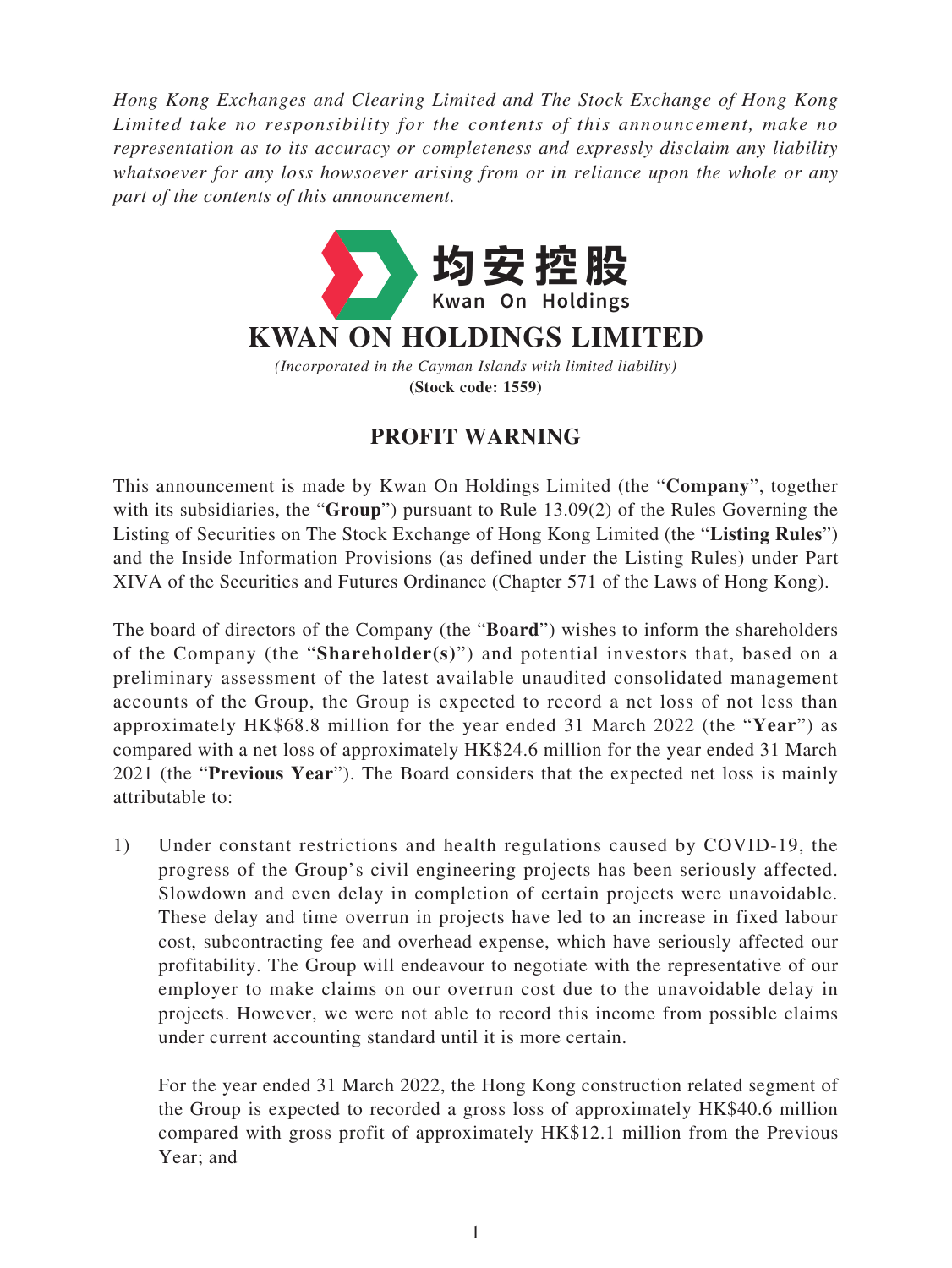*Hong Kong Exchanges and Clearing Limited and The Stock Exchange of Hong Kong Limited take no responsibility for the contents of this announcement, make no representation as to its accuracy or completeness and expressly disclaim any liability whatsoever for any loss howsoever arising from or in reliance upon the whole or any part of the contents of this announcement.*

均安控股
Kwan On Holdings

# KWAN ON HOLDINGS LIMITED

*(Incorporated in the Cayman Islands with limited liability)*
**(Stock code: 1559)**

## PROFIT WARNING

This announcement is made by Kwan On Holdings Limited (the "**Company**", together with its subsidiaries, the "**Group**") pursuant to Rule 13.09(2) of the Rules Governing the Listing of Securities on The Stock Exchange of Hong Kong Limited (the "**Listing Rules**") and the Inside Information Provisions (as defined under the Listing Rules) under Part XIVA of the Securities and Futures Ordinance (Chapter 571 of the Laws of Hong Kong).

The board of directors of the Company (the "**Board**") wishes to inform the shareholders of the Company (the "**Shareholder(s)**") and potential investors that, based on a preliminary assessment of the latest available unaudited consolidated management accounts of the Group, the Group is expected to record a net loss of not less than approximately HK$68.8 million for the year ended 31 March 2022 (the "**Year**") as compared with a net loss of approximately HK$24.6 million for the year ended 31 March 2021 (the "**Previous Year**"). The Board considers that the expected net loss is mainly attributable to:

1) Under constant restrictions and health regulations caused by COVID-19, the progress of the Group's civil engineering projects has been seriously affected. Slowdown and even delay in completion of certain projects were unavoidable. These delay and time overrun in projects have led to an increase in fixed labour cost, subcontracting fee and overhead expense, which have seriously affected our profitability. The Group will endeavour to negotiate with the representative of our employer to make claims on our overrun cost due to the unavoidable delay in projects. However, we were not able to record this income from possible claims under current accounting standard until it is more certain.

   For the year ended 31 March 2022, the Hong Kong construction related segment of the Group is expected to recorded a gross loss of approximately HK$40.6 million compared with gross profit of approximately HK$12.1 million from the Previous Year; and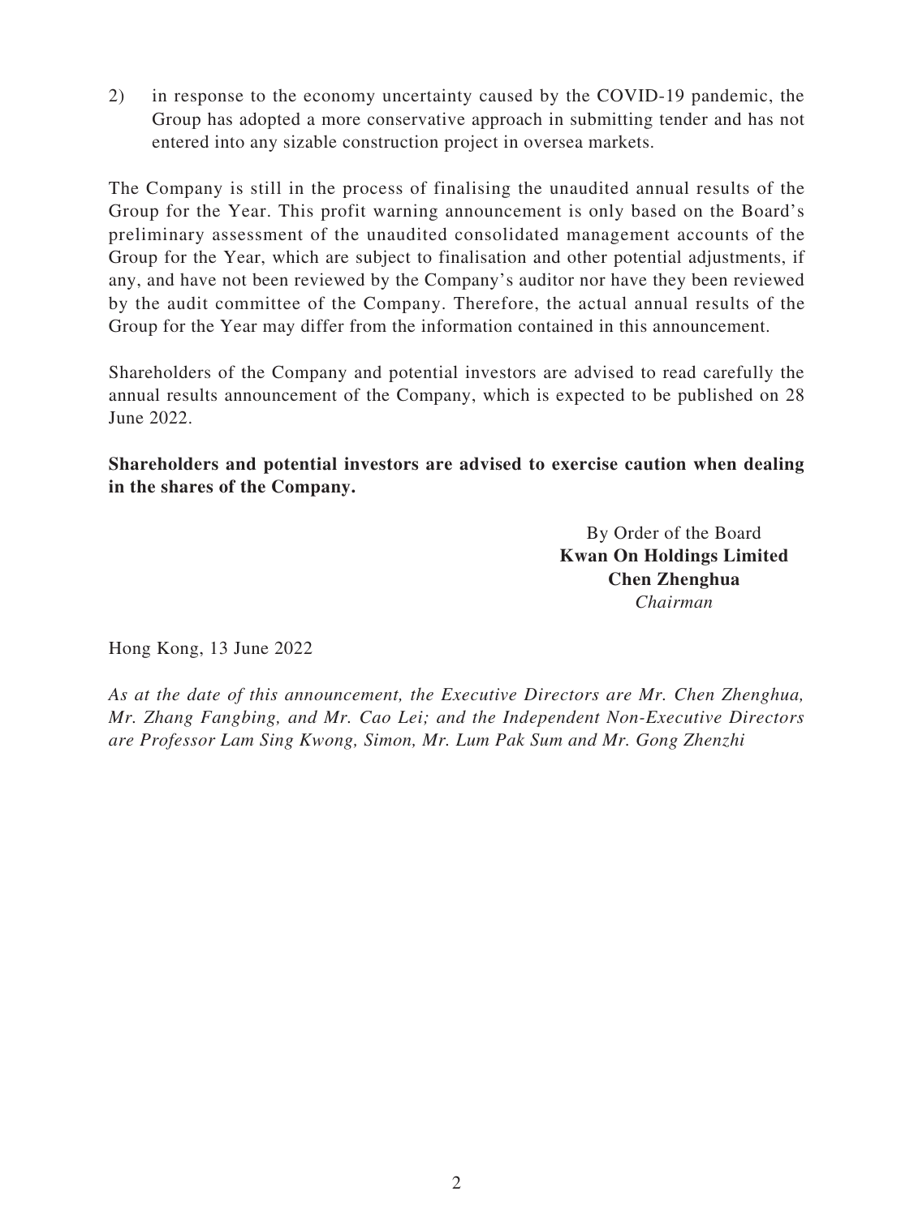2) in response to the economy uncertainty caused by the COVID-19 pandemic, the Group has adopted a more conservative approach in submitting tender and has not entered into any sizable construction project in oversea markets.

The Company is still in the process of finalising the unaudited annual results of the Group for the Year. This profit warning announcement is only based on the Board's preliminary assessment of the unaudited consolidated management accounts of the Group for the Year, which are subject to finalisation and other potential adjustments, if any, and have not been reviewed by the Company's auditor nor have they been reviewed by the audit committee of the Company. Therefore, the actual annual results of the Group for the Year may differ from the information contained in this announcement.

Shareholders of the Company and potential investors are advised to read carefully the annual results announcement of the Company, which is expected to be published on 28 June 2022.

**Shareholders and potential investors are advised to exercise caution when dealing in the shares of the Company.**

By Order of the Board
**Kwan On Holdings Limited**
**Chen Zhenghua**
*Chairman*

Hong Kong, 13 June 2022

*As at the date of this announcement, the Executive Directors are Mr. Chen Zhenghua, Mr. Zhang Fangbing, and Mr. Cao Lei; and the Independent Non-Executive Directors are Professor Lam Sing Kwong, Simon, Mr. Lum Pak Sum and Mr. Gong Zhenzhi*